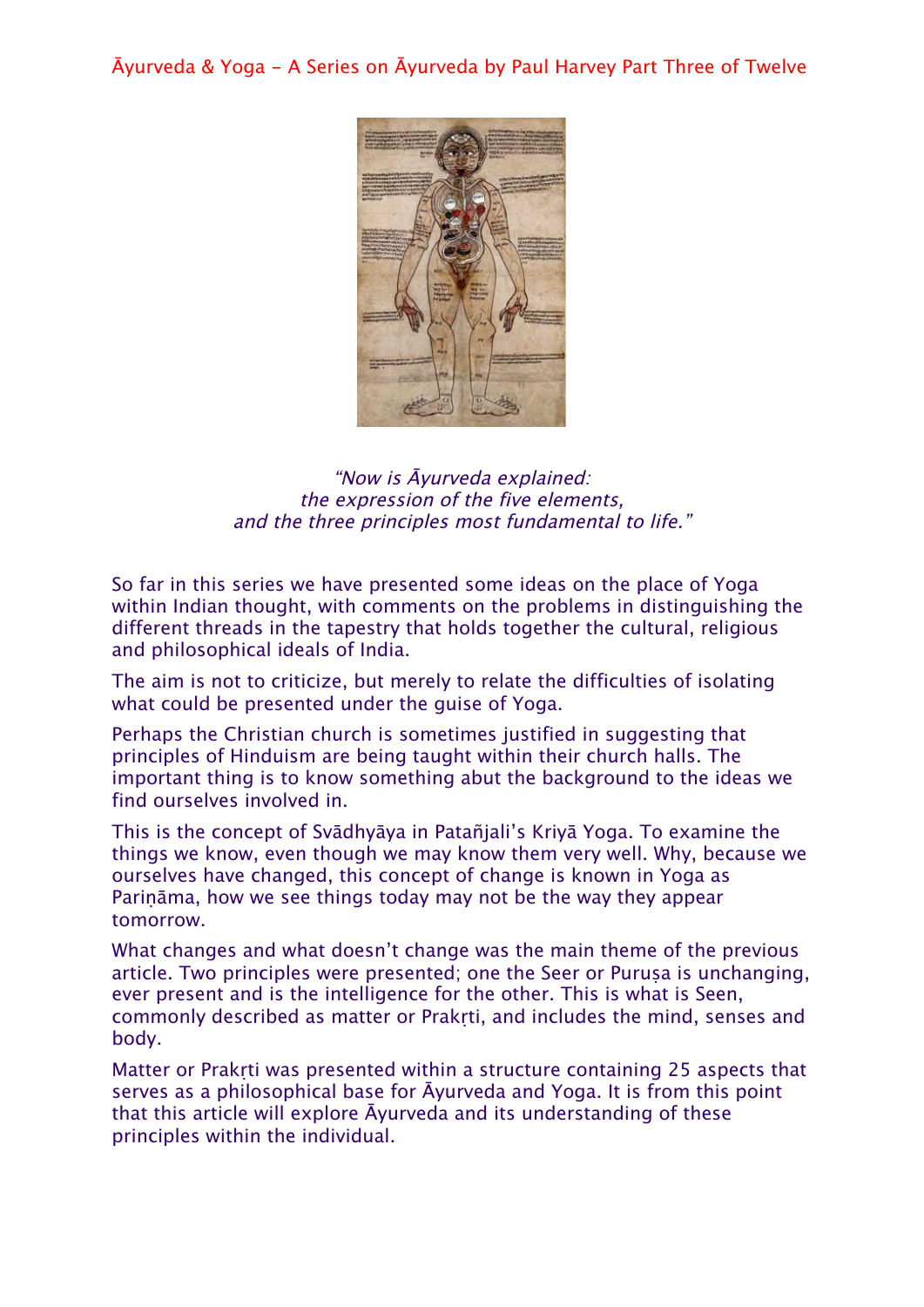# Āyurveda & Yoga – A Series on Āyurveda by Paul Harvey Part Three of Twelve

*"Now is Āyurveda explained:*
*the expression of the five elements,*
*and the three principles most fundamental to life."*

So far in this series we have presented some ideas on the place of Yoga within Indian thought, with comments on the problems in distinguishing the different threads in the tapestry that holds together the cultural, religious and philosophical ideals of India.

The aim is not to criticize, but merely to relate the difficulties of isolating what could be presented under the guise of Yoga.

Perhaps the Christian church is sometimes justified in suggesting that principles of Hinduism are being taught within their church halls. The important thing is to know something abut the background to the ideas we find ourselves involved in.

This is the concept of Svādhyāya in Patañjali's Kriyā Yoga. To examine the things we know, even though we may know them very well. Why, because we ourselves have changed, this concept of change is known in Yoga as Pariṇāma, how we see things today may not be the way they appear tomorrow.

What changes and what doesn't change was the main theme of the previous article. Two principles were presented; one the Seer or Puruṣa is unchanging, ever present and is the intelligence for the other. This is what is Seen, commonly described as matter or Prakṛti, and includes the mind, senses and body.

Matter or Prakṛti was presented within a structure containing 25 aspects that serves as a philosophical base for Āyurveda and Yoga. It is from this point that this article will explore Āyurveda and its understanding of these principles within the individual.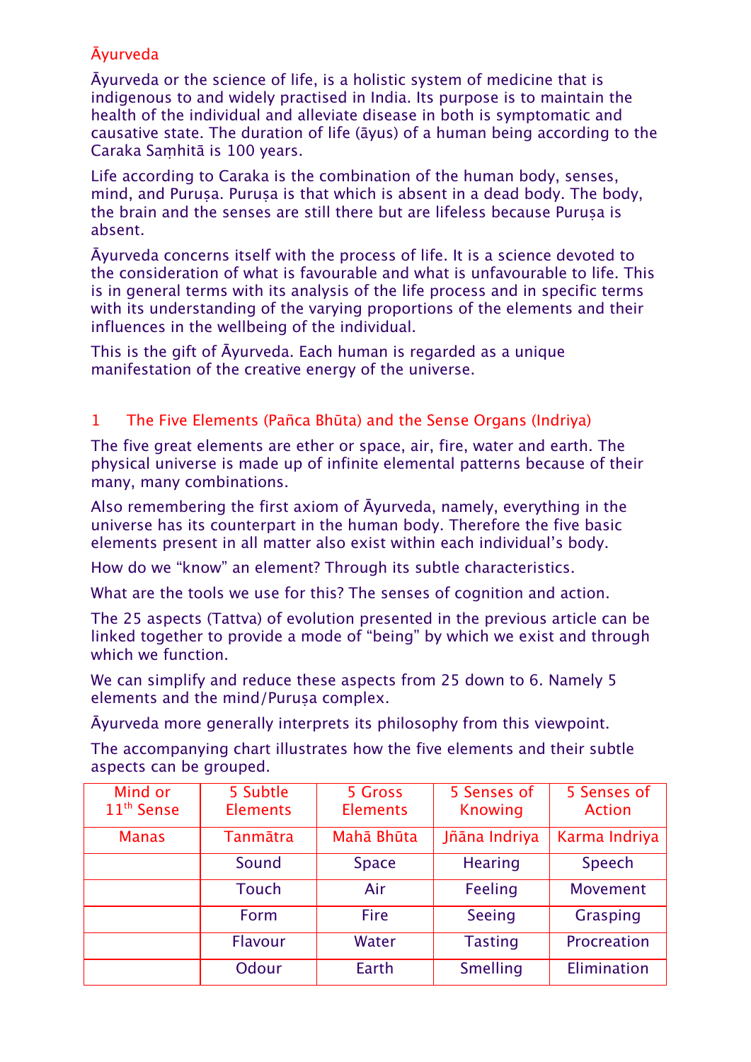## Āyurveda

Āyurveda or the science of life, is a holistic system of medicine that is indigenous to and widely practised in India. Its purpose is to maintain the health of the individual and alleviate disease in both is symptomatic and causative state. The duration of life (āyus) of a human being according to the Caraka Saṃhitā is 100 years.

Life according to Caraka is the combination of the human body, senses, mind, and Puruṣa. Puruṣa is that which is absent in a dead body. The body, the brain and the senses are still there but are lifeless because Puruṣa is absent.

Āyurveda concerns itself with the process of life. It is a science devoted to the consideration of what is favourable and what is unfavourable to life. This is in general terms with its analysis of the life process and in specific terms with its understanding of the varying proportions of the elements and their influences in the wellbeing of the individual.

This is the gift of Āyurveda. Each human is regarded as a unique manifestation of the creative energy of the universe.

## 1 The Five Elements (Pañca Bhūta) and the Sense Organs (Indriya)

The five great elements are ether or space, air, fire, water and earth. The physical universe is made up of infinite elemental patterns because of their many, many combinations.

Also remembering the first axiom of Āyurveda, namely, everything in the universe has its counterpart in the human body. Therefore the five basic elements present in all matter also exist within each individual's body.

How do we "know" an element? Through its subtle characteristics.

What are the tools we use for this? The senses of cognition and action.

The 25 aspects (Tattva) of evolution presented in the previous article can be linked together to provide a mode of "being" by which we exist and through which we function.

We can simplify and reduce these aspects from 25 down to 6. Namely 5 elements and the mind/Puruṣa complex.

Āyurveda more generally interprets its philosophy from this viewpoint.

The accompanying chart illustrates how the five elements and their subtle aspects can be grouped.

| Mind or 11th Sense | 5 Subtle Elements | 5 Gross Elements | 5 Senses of Knowing | 5 Senses of Action |
|---|---|---|---|---|
| Manas | Tanmātra | Mahā Bhūta | Jñāna Indriya | Karma Indriya |
| | Sound | Space | Hearing | Speech |
| | Touch | Air | Feeling | Movement |
| | Form | Fire | Seeing | Grasping |
| | Flavour | Water | Tasting | Procreation |
| | Odour | Earth | Smelling | Elimination |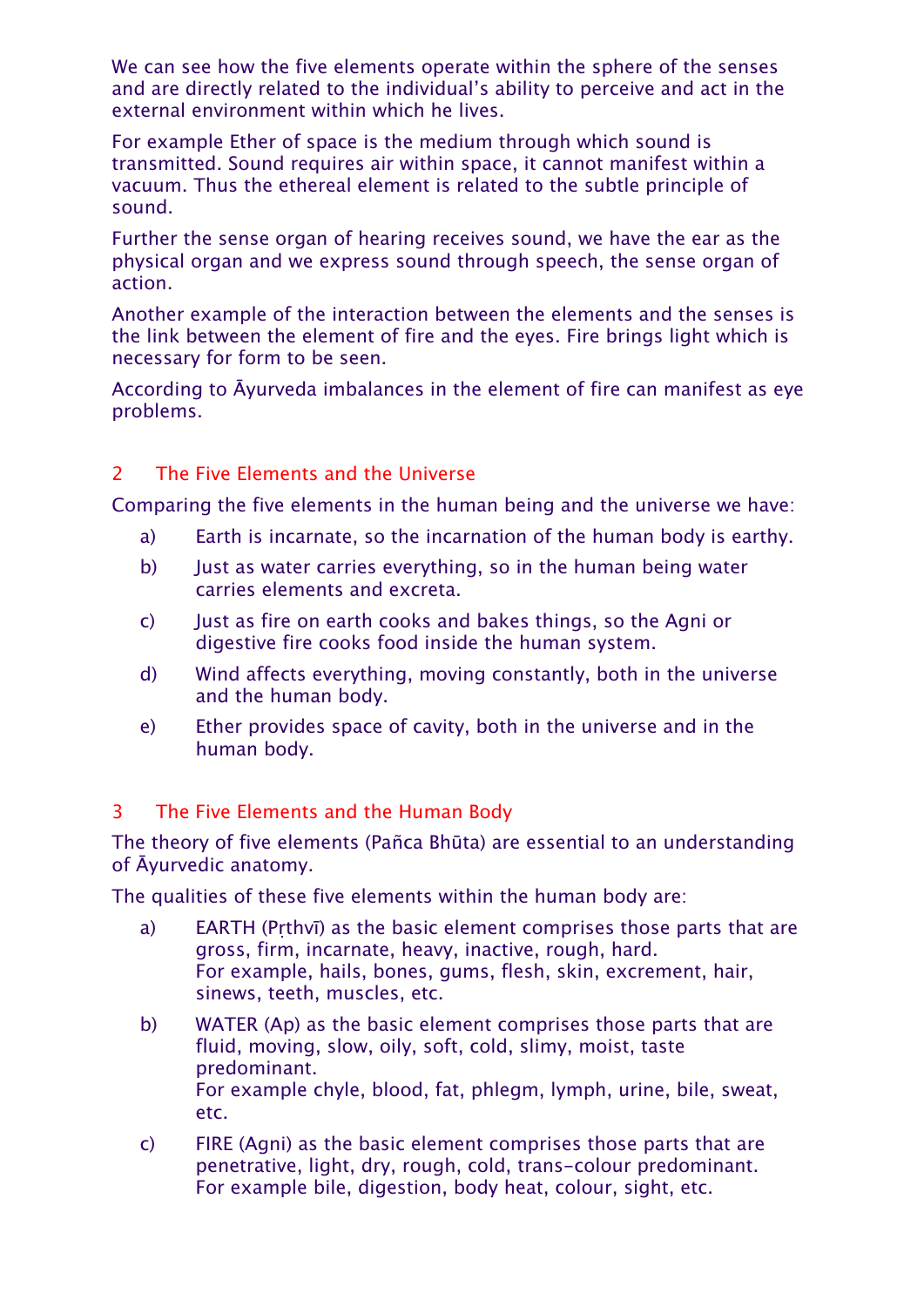We can see how the five elements operate within the sphere of the senses and are directly related to the individual's ability to perceive and act in the external environment within which he lives.

For example Ether of space is the medium through which sound is transmitted. Sound requires air within space, it cannot manifest within a vacuum. Thus the ethereal element is related to the subtle principle of sound.

Further the sense organ of hearing receives sound, we have the ear as the physical organ and we express sound through speech, the sense organ of action.

Another example of the interaction between the elements and the senses is the link between the element of fire and the eyes. Fire brings light which is necessary for form to be seen.

According to Āyurveda imbalances in the element of fire can manifest as eye problems.

## 2 The Five Elements and the Universe

Comparing the five elements in the human being and the universe we have:

a) Earth is incarnate, so the incarnation of the human body is earthy.

b) Just as water carries everything, so in the human being water carries elements and excreta.

c) Just as fire on earth cooks and bakes things, so the Agni or digestive fire cooks food inside the human system.

d) Wind affects everything, moving constantly, both in the universe and the human body.

e) Ether provides space of cavity, both in the universe and in the human body.

## 3 The Five Elements and the Human Body

The theory of five elements (Pañca Bhūta) are essential to an understanding of Āyurvedic anatomy.

The qualities of these five elements within the human body are:

a) EARTH (Pṛthvī) as the basic element comprises those parts that are gross, firm, incarnate, heavy, inactive, rough, hard.
For example, hails, bones, gums, flesh, skin, excrement, hair, sinews, teeth, muscles, etc.

b) WATER (Ap) as the basic element comprises those parts that are fluid, moving, slow, oily, soft, cold, slimy, moist, taste predominant.
For example chyle, blood, fat, phlegm, lymph, urine, bile, sweat, etc.

c) FIRE (Agni) as the basic element comprises those parts that are penetrative, light, dry, rough, cold, trans-colour predominant.
For example bile, digestion, body heat, colour, sight, etc.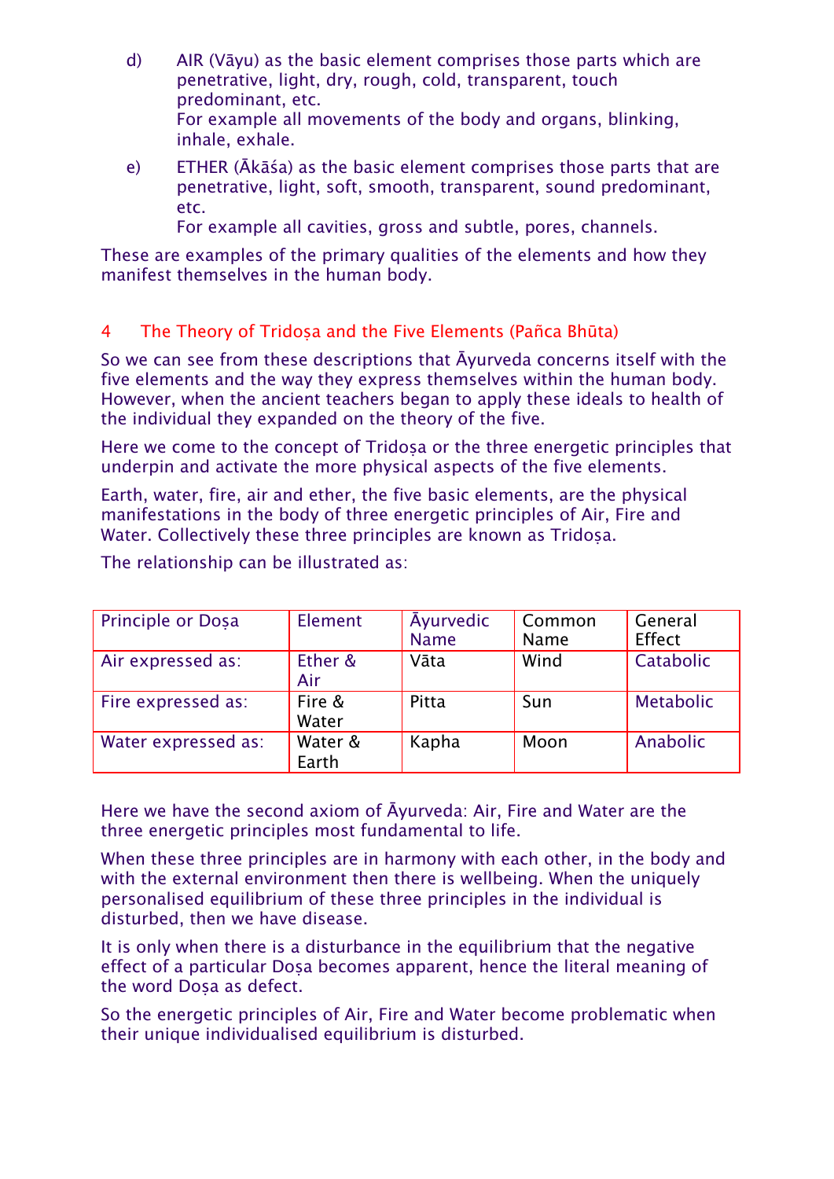d) AIR (Vāyu) as the basic element comprises those parts which are penetrative, light, dry, rough, cold, transparent, touch predominant, etc.
For example all movements of the body and organs, blinking, inhale, exhale.

e) ETHER (Ākāśa) as the basic element comprises those parts that are penetrative, light, soft, smooth, transparent, sound predominant, etc.
For example all cavities, gross and subtle, pores, channels.

These are examples of the primary qualities of the elements and how they manifest themselves in the human body.

## 4 The Theory of Tridoṣa and the Five Elements (Pañca Bhūta)

So we can see from these descriptions that Āyurveda concerns itself with the five elements and the way they express themselves within the human body. However, when the ancient teachers began to apply these ideals to health of the individual they expanded on the theory of the five.

Here we come to the concept of Tridoṣa or the three energetic principles that underpin and activate the more physical aspects of the five elements.

Earth, water, fire, air and ether, the five basic elements, are the physical manifestations in the body of three energetic principles of Air, Fire and Water. Collectively these three principles are known as Tridoṣa.

The relationship can be illustrated as:

| Principle or Doṣa | Element | Āyurvedic Name | Common Name | General Effect |
|---|---|---|---|---|
| Air expressed as: | Ether & Air | Vāta | Wind | Catabolic |
| Fire expressed as: | Fire & Water | Pitta | Sun | Metabolic |
| Water expressed as: | Water & Earth | Kapha | Moon | Anabolic |

Here we have the second axiom of Āyurveda: Air, Fire and Water are the three energetic principles most fundamental to life.

When these three principles are in harmony with each other, in the body and with the external environment then there is wellbeing. When the uniquely personalised equilibrium of these three principles in the individual is disturbed, then we have disease.

It is only when there is a disturbance in the equilibrium that the negative effect of a particular Doṣa becomes apparent, hence the literal meaning of the word Doṣa as defect.

So the energetic principles of Air, Fire and Water become problematic when their unique individualised equilibrium is disturbed.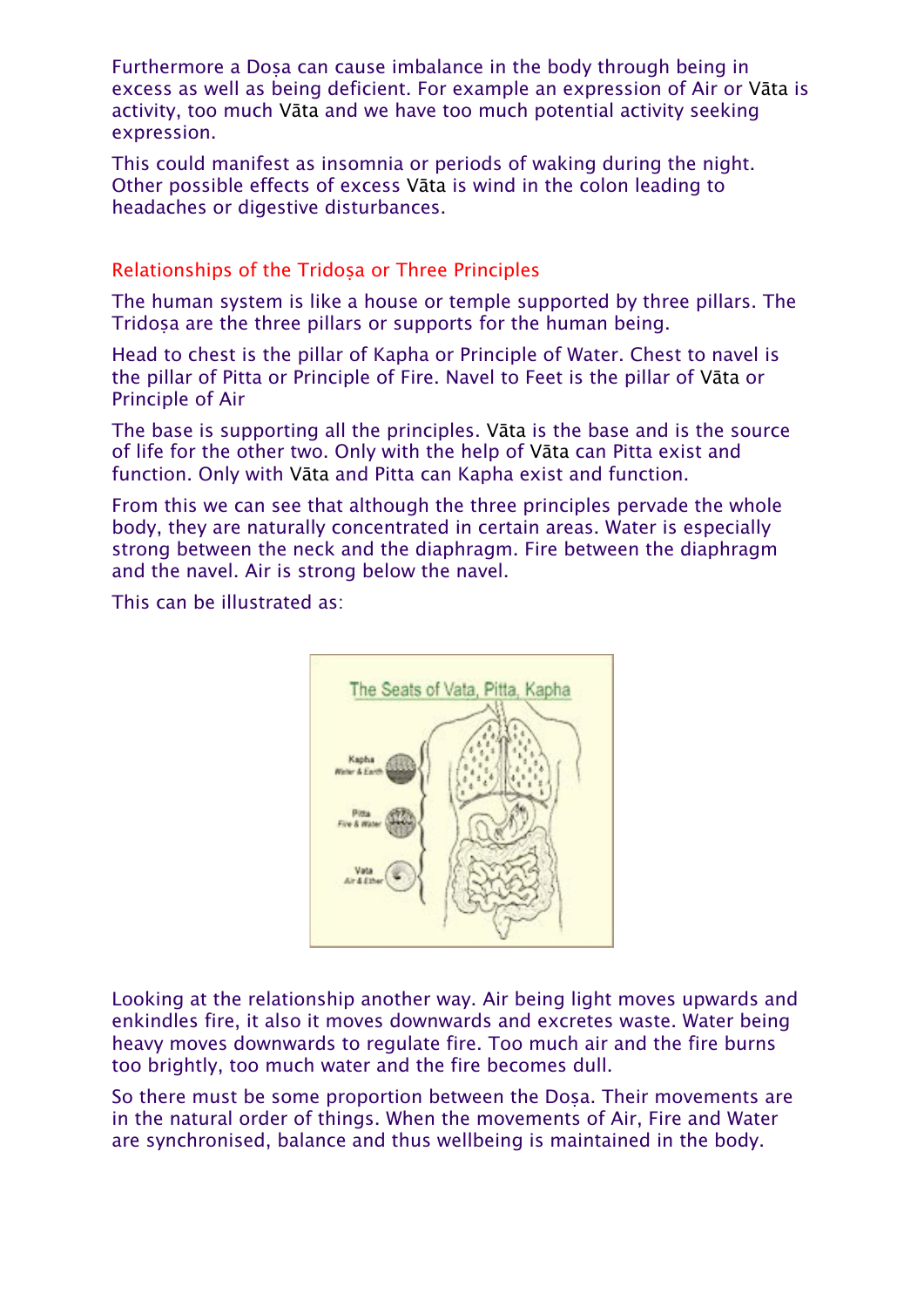Furthermore a Doṣa can cause imbalance in the body through being in excess as well as being deficient. For example an expression of Air or Vāta is activity, too much Vāta and we have too much potential activity seeking expression.

This could manifest as insomnia or periods of waking during the night. Other possible effects of excess Vāta is wind in the colon leading to headaches or digestive disturbances.

## Relationships of the Tridoṣa or Three Principles

The human system is like a house or temple supported by three pillars. The Tridoṣa are the three pillars or supports for the human being.

Head to chest is the pillar of Kapha or Principle of Water. Chest to navel is the pillar of Pitta or Principle of Fire. Navel to Feet is the pillar of Vāta or Principle of Air

The base is supporting all the principles. Vāta is the base and is the source of life for the other two. Only with the help of Vāta can Pitta exist and function. Only with Vāta and Pitta can Kapha exist and function.

From this we can see that although the three principles pervade the whole body, they are naturally concentrated in certain areas. Water is especially strong between the neck and the diaphragm. Fire between the diaphragm and the navel. Air is strong below the navel.

This can be illustrated as:

Looking at the relationship another way. Air being light moves upwards and enkindles fire, it also it moves downwards and excretes waste. Water being heavy moves downwards to regulate fire. Too much air and the fire burns too brightly, too much water and the fire becomes dull.

So there must be some proportion between the Doṣa. Their movements are in the natural order of things. When the movements of Air, Fire and Water are synchronised, balance and thus wellbeing is maintained in the body.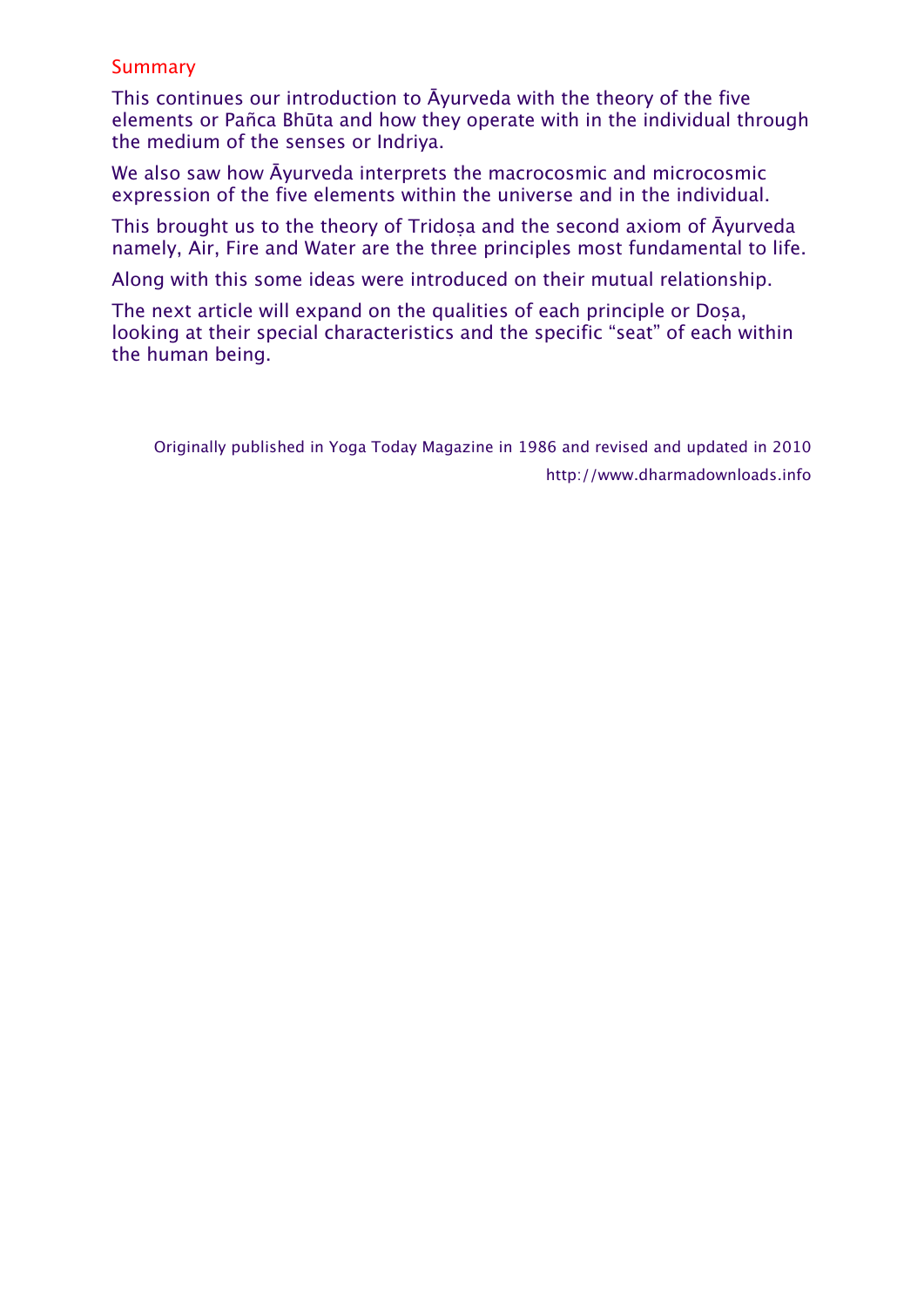## Summary

This continues our introduction to Āyurveda with the theory of the five elements or Pañca Bhūta and how they operate with in the individual through the medium of the senses or Indriya.

We also saw how Āyurveda interprets the macrocosmic and microcosmic expression of the five elements within the universe and in the individual.

This brought us to the theory of Tridoṣa and the second axiom of Āyurveda namely, Air, Fire and Water are the three principles most fundamental to life.

Along with this some ideas were introduced on their mutual relationship.

The next article will expand on the qualities of each principle or Doṣa, looking at their special characteristics and the specific "seat" of each within the human being.

Originally published in Yoga Today Magazine in 1986 and revised and updated in 2010

http://www.dharmadownloads.info